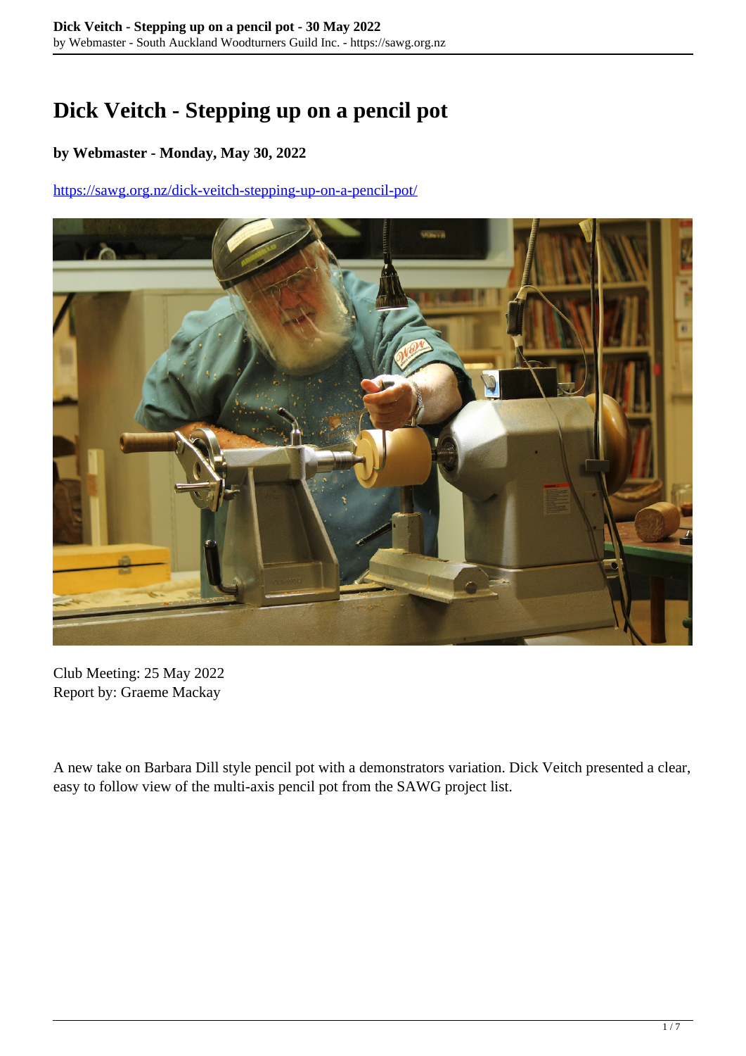# Dick Veitch - Stepping up on a pencil pot

**by Webmaster - Monday, May 30, 2022**

https://sawg.org.nz/dick-veitch-stepping-up-on-a-pencil-pot/

Club Meeting: 25 May 2022
Report by: Graeme Mackay

A new take on Barbara Dill style pencil pot with a demonstrators variation. Dick Veitch presented a clear, easy to follow view of the multi-axis pencil pot from the SAWG project list.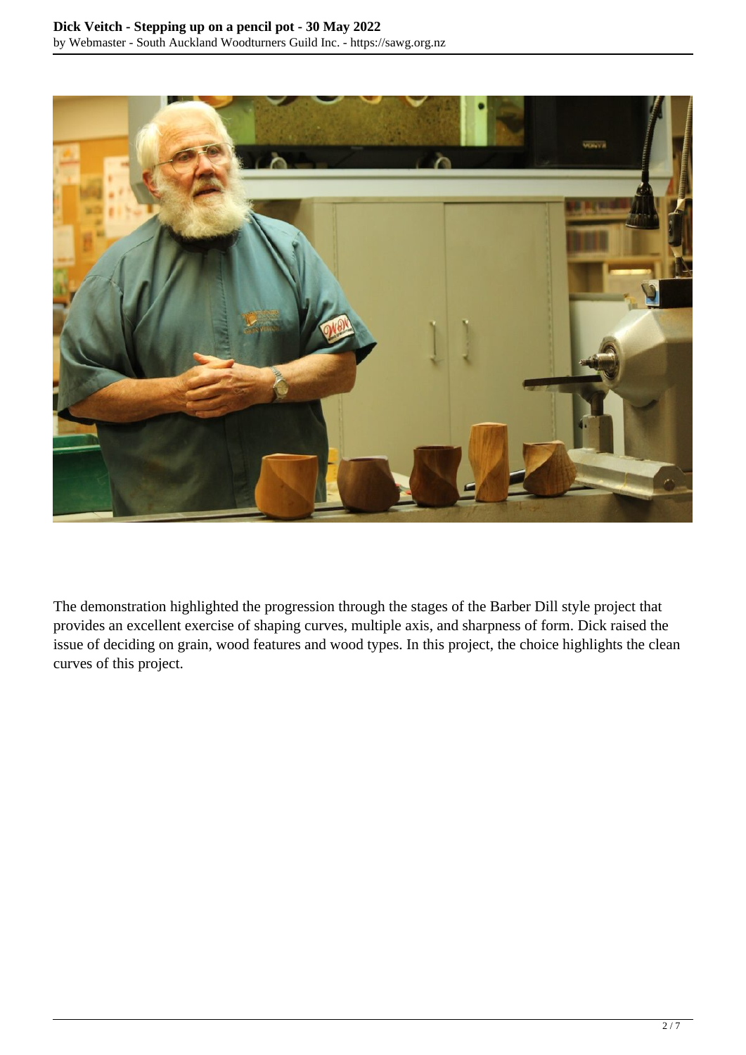The demonstration highlighted the progression through the stages of the Barber Dill style project that provides an excellent exercise of shaping curves, multiple axis, and sharpness of form. Dick raised the issue of deciding on grain, wood features and wood types. In this project, the choice highlights the clean curves of this project.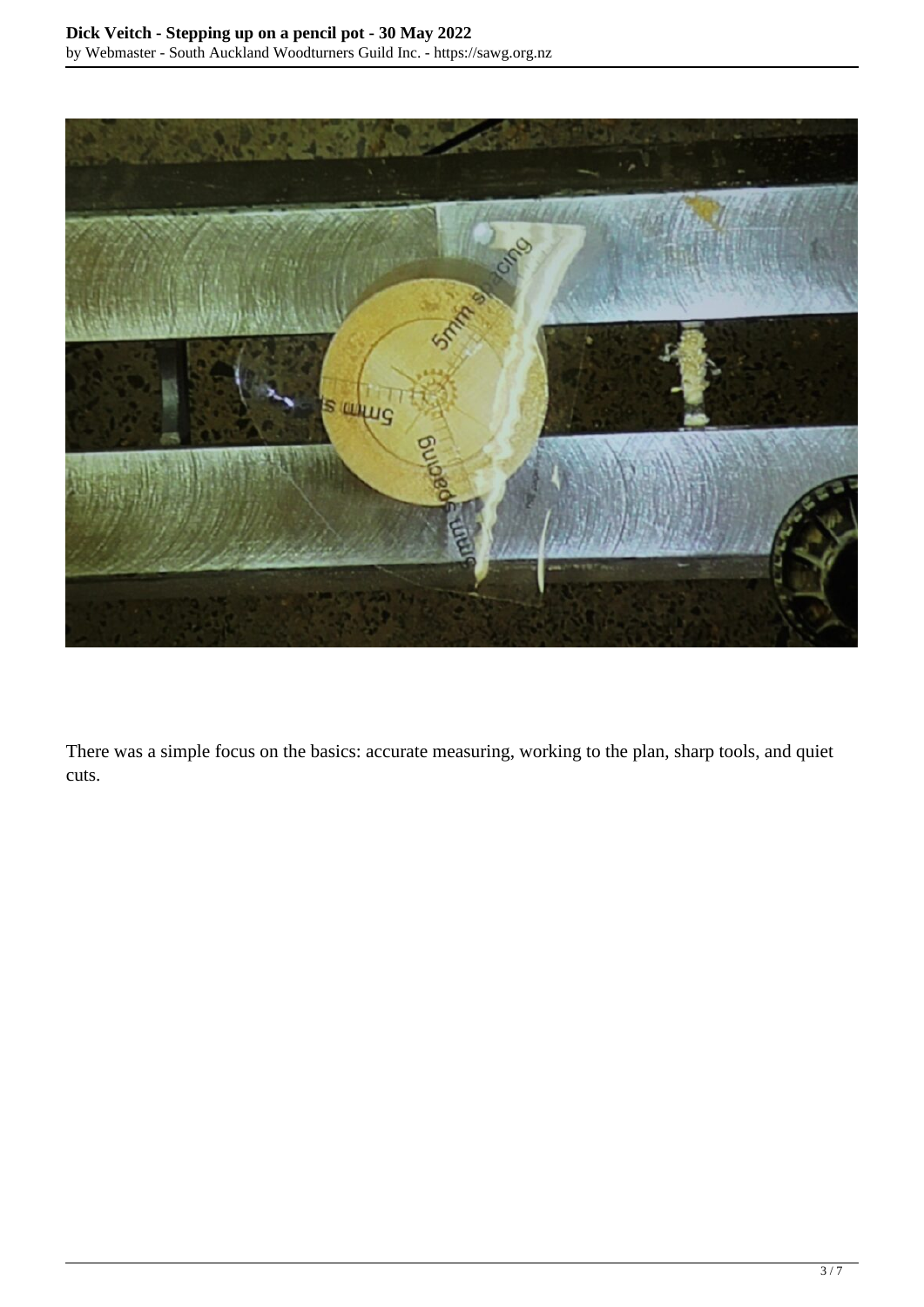There was a simple focus on the basics: accurate measuring, working to the plan, sharp tools, and quiet cuts.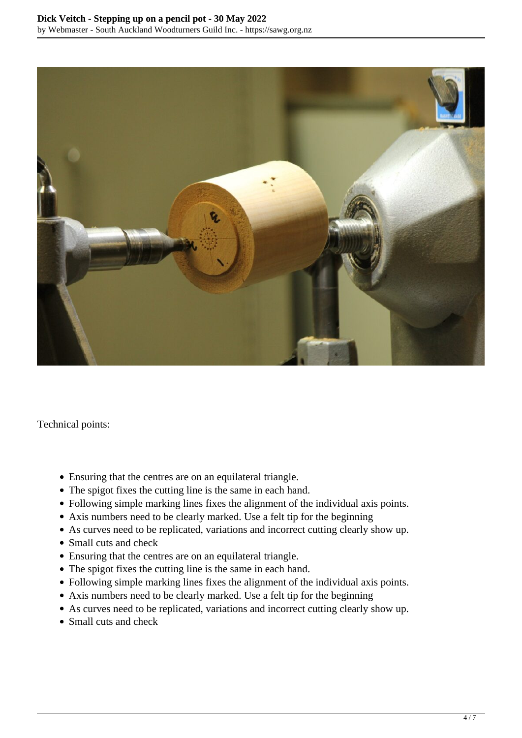Technical points:

- Ensuring that the centres are on an equilateral triangle.
- The spigot fixes the cutting line is the same in each hand.
- Following simple marking lines fixes the alignment of the individual axis points.
- Axis numbers need to be clearly marked. Use a felt tip for the beginning
- As curves need to be replicated, variations and incorrect cutting clearly show up.
- Small cuts and check
- Ensuring that the centres are on an equilateral triangle.
- The spigot fixes the cutting line is the same in each hand.
- Following simple marking lines fixes the alignment of the individual axis points.
- Axis numbers need to be clearly marked. Use a felt tip for the beginning
- As curves need to be replicated, variations and incorrect cutting clearly show up.
- Small cuts and check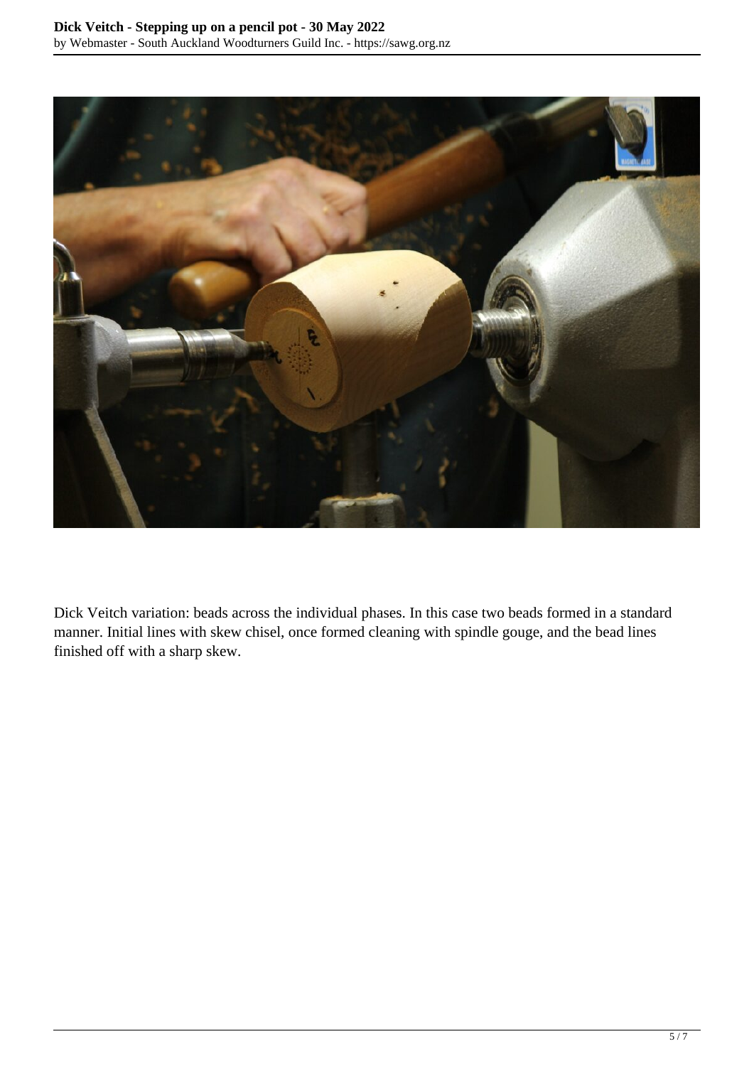Dick Veitch variation: beads across the individual phases. In this case two beads formed in a standard manner. Initial lines with skew chisel, once formed cleaning with spindle gouge, and the bead lines finished off with a sharp skew.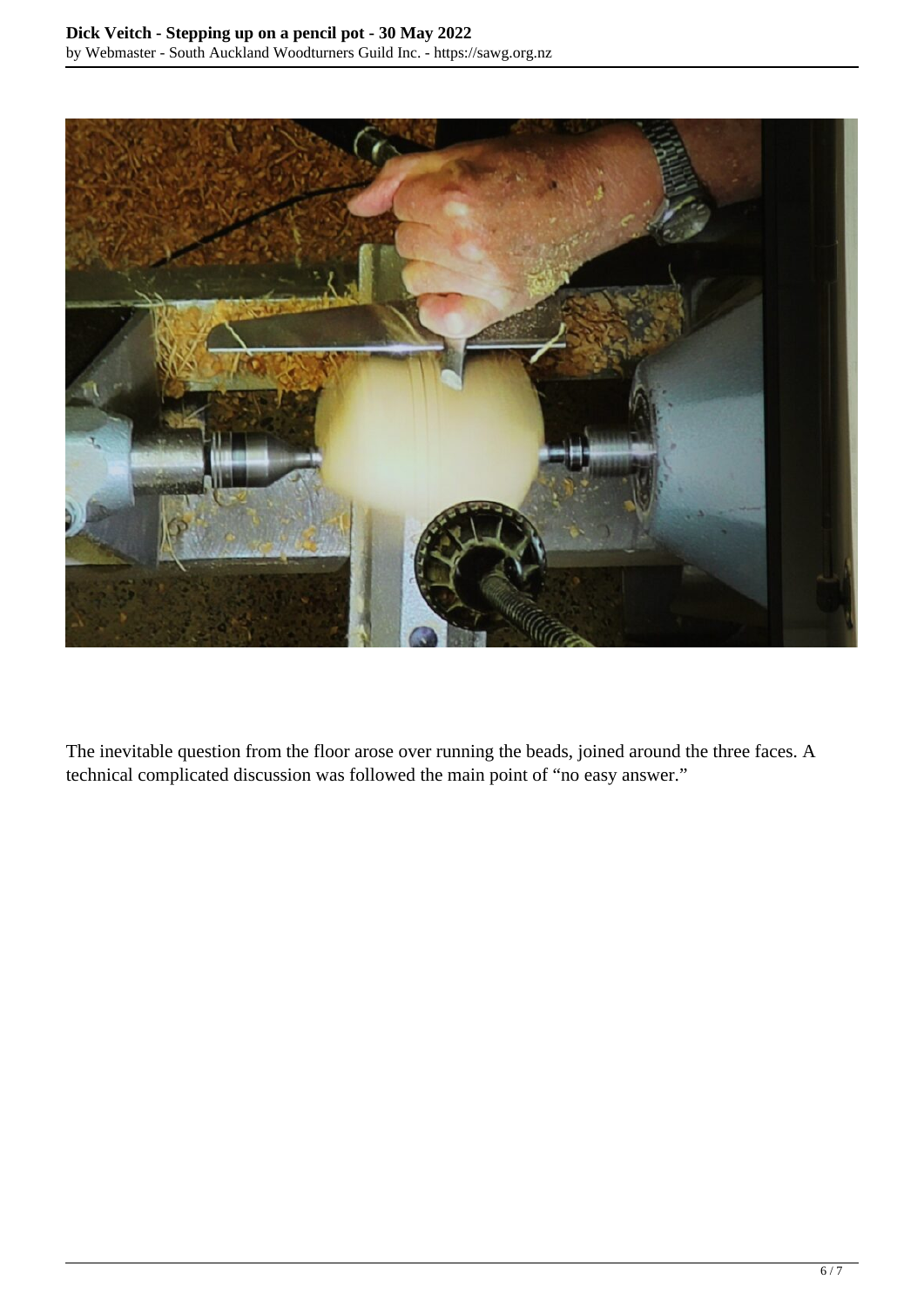The inevitable question from the floor arose over running the beads, joined around the three faces. A technical complicated discussion was followed the main point of “no easy answer.”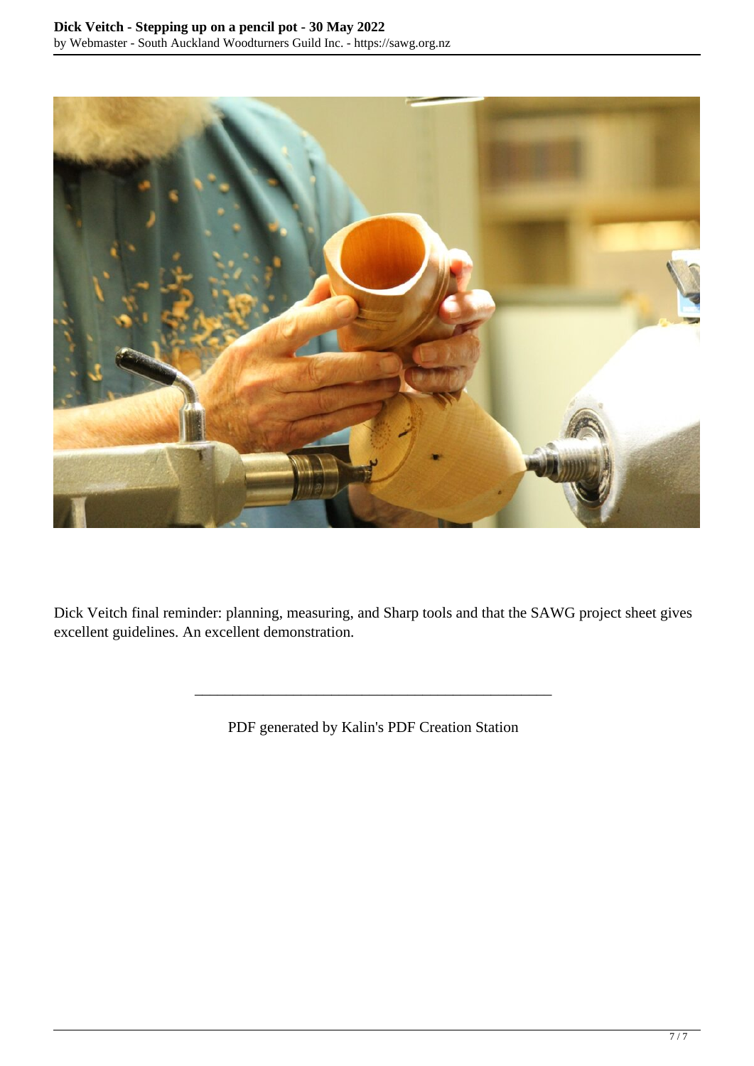Dick Veitch final reminder: planning, measuring, and Sharp tools and that the SAWG project sheet gives excellent guidelines. An excellent demonstration.

---

PDF generated by Kalin's PDF Creation Station